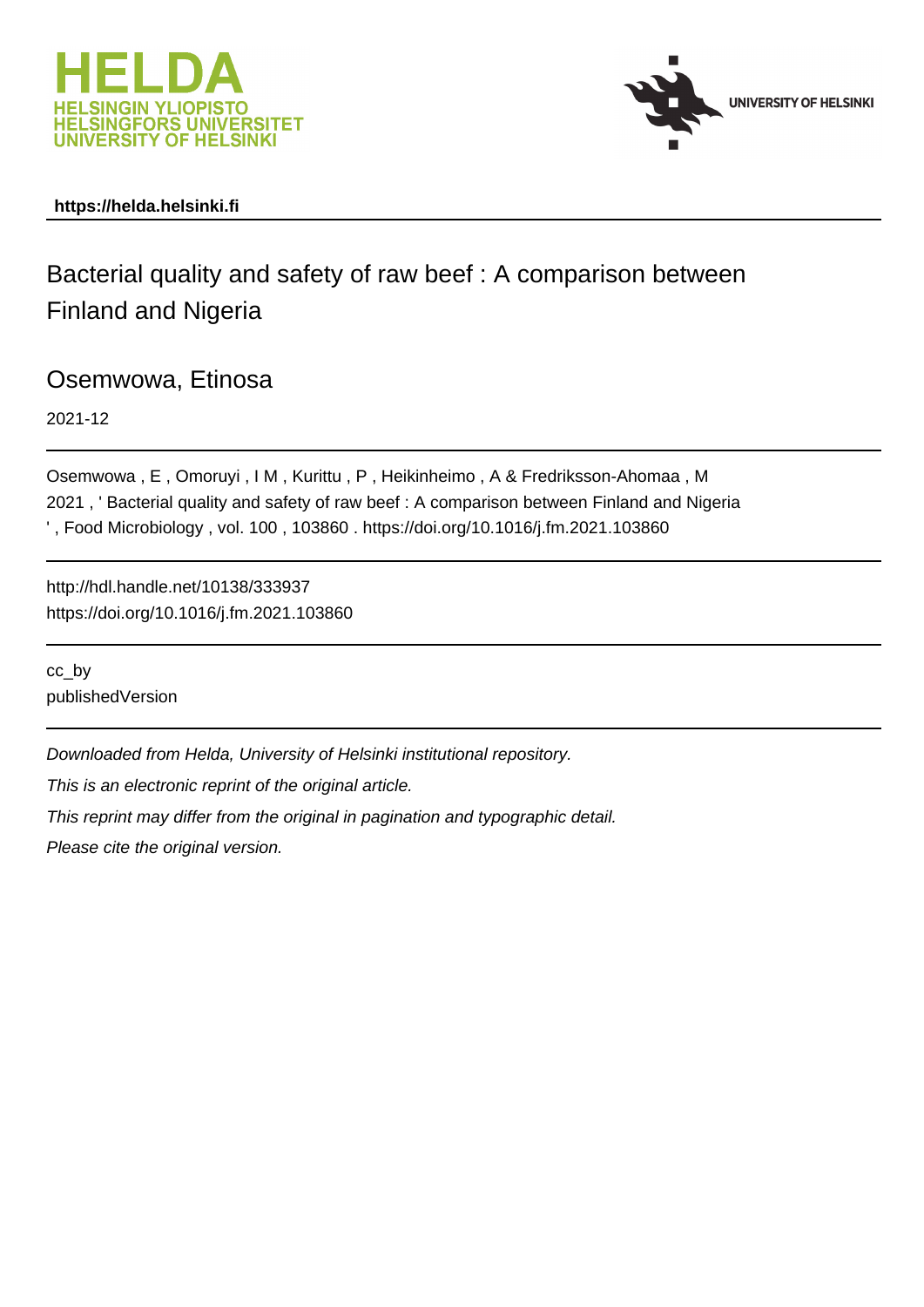HELDA
HELSINGIN YLIOPISTO
HELSINGFORS UNIVERSITET
UNIVERSITY OF HELSINKI

UNIVERSITY OF HELSINKI

**https://helda.helsinki.fi**

---

# Bacterial quality and safety of raw beef : A comparison between Finland and Nigeria

## Osemwowa, Etinosa

2021-12

---

Osemwowa , E , Omoruyi , I M , Kurittu , P , Heikinheimo , A & Fredriksson-Ahomaa , M 2021 , ' Bacterial quality and safety of raw beef : A comparison between Finland and Nigeria ' , Food Microbiology , vol. 100 , 103860 . https://doi.org/10.1016/j.fm.2021.103860

---

http://hdl.handle.net/10138/333937
https://doi.org/10.1016/j.fm.2021.103860

---

cc_by
publishedVersion

---

*Downloaded from Helda, University of Helsinki institutional repository.*

*This is an electronic reprint of the original article.*

*This reprint may differ from the original in pagination and typographic detail.*

*Please cite the original version.*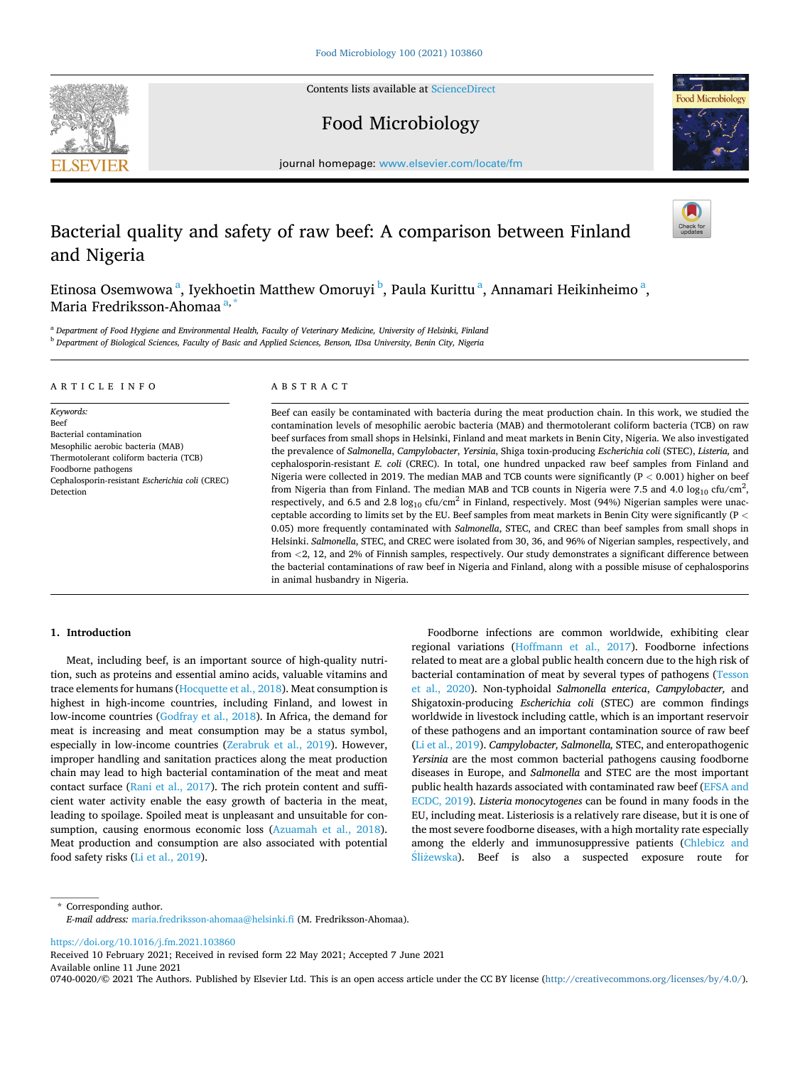# Bacterial quality and safety of raw beef: A comparison between Finland and Nigeria

Etinosa Osemwowa [a], Iyekhoetin Matthew Omoruyi [b], Paula Kurittu [a], Annamari Heikinheimo [a], Maria Fredriksson-Ahomaa [a,*]

[a] *Department of Food Hygiene and Environmental Health, Faculty of Veterinary Medicine, University of Helsinki, Finland*

[b] *Department of Biological Sciences, Faculty of Basic and Applied Sciences, Benson, IDsa University, Benin City, Nigeria*

## ARTICLE INFO

*Keywords:*
Beef
Bacterial contamination
Mesophilic aerobic bacteria (MAB)
Thermotolerant coliform bacteria (TCB)
Foodborne pathogens
Cephalosporin-resistant *Escherichia coli* (CREC)
Detection

## ABSTRACT

Beef can easily be contaminated with bacteria during the meat production chain. In this work, we studied the contamination levels of mesophilic aerobic bacteria (MAB) and thermotolerant coliform bacteria (TCB) on raw beef surfaces from small shops in Helsinki, Finland and meat markets in Benin City, Nigeria. We also investigated the prevalence of *Salmonella*, *Campylobacter*, *Yersinia*, Shiga toxin-producing *Escherichia coli* (STEC), *Listeria*, and cephalosporin-resistant *E. coli* (CREC). In total, one hundred unpacked raw beef samples from Finland and Nigeria were collected in 2019. The median MAB and TCB counts were significantly ($P < 0.001$) higher on beef from Nigeria than from Finland. The median MAB and TCB counts in Nigeria were 7.5 and 4.0 $\log_{10}$ cfu/$cm^2$, respectively, and 6.5 and 2.8 $\log_{10}$ cfu/$cm^2$ in Finland, respectively. Most (94%) Nigerian samples were unacceptable according to limits set by the EU. Beef samples from meat markets in Benin City were significantly ($P < 0.05$) more frequently contaminated with *Salmonella*, STEC, and CREC than beef samples from small shops in Helsinki. *Salmonella*, STEC, and CREC were isolated from 30, 36, and 96% of Nigerian samples, respectively, and from <2, 12, and 2% of Finnish samples, respectively. Our study demonstrates a significant difference between the bacterial contaminations of raw beef in Nigeria and Finland, along with a possible misuse of cephalosporins in animal husbandry in Nigeria.

## 1. Introduction

Meat, including beef, is an important source of high-quality nutrition, such as proteins and essential amino acids, valuable vitamins and trace elements for humans (Hocquette et al., 2018). Meat consumption is highest in high-income countries, including Finland, and lowest in low-income countries (Godfray et al., 2018). In Africa, the demand for meat is increasing and meat consumption may be a status symbol, especially in low-income countries (Zerabruk et al., 2019). However, improper handling and sanitation practices along the meat production chain may lead to high bacterial contamination of the meat and meat contact surface (Rani et al., 2017). The rich protein content and sufficient water activity enable the easy growth of bacteria in the meat, leading to spoilage. Spoiled meat is unpleasant and unsuitable for consumption, causing enormous economic loss (Azuamah et al., 2018). Meat production and consumption are also associated with potential food safety risks (Li et al., 2019).

Foodborne infections are common worldwide, exhibiting clear regional variations (Hoffmann et al., 2017). Foodborne infections related to meat are a global public health concern due to the high risk of bacterial contamination of meat by several types of pathogens (Tesson et al., 2020). Non-typhoidal *Salmonella enterica*, *Campylobacter,* and Shigatoxin-producing *Escherichia coli* (STEC) are common findings worldwide in livestock including cattle, which is an important reservoir of these pathogens and an important contamination source of raw beef (Li et al., 2019). *Campylobacter, Salmonella,* STEC, and enteropathogenic *Yersinia* are the most common bacterial pathogens causing foodborne diseases in Europe, and *Salmonella* and STEC are the most important public health hazards associated with contaminated raw beef (EFSA and ECDC, 2019). *Listeria monocytogenes* can be found in many foods in the EU, including meat. Listeriosis is a relatively rare disease, but it is one of the most severe foodborne diseases, with a high mortality rate especially among the elderly and immunosuppressive patients (Chlebicz and Śliżewska). Beef is also a suspected exposure route for

---

\* Corresponding author.
*E-mail address:* maria.fredriksson-ahomaa@helsinki.fi (M. Fredriksson-Ahomaa).

https://doi.org/10.1016/j.fm.2021.103860
Received 10 February 2021; Received in revised form 22 May 2021; Accepted 7 June 2021
Available online 11 June 2021
0740-0020/© 2021 The Authors. Published by Elsevier Ltd. This is an open access article under the CC BY license (http://creativecommons.org/licenses/by/4.0/).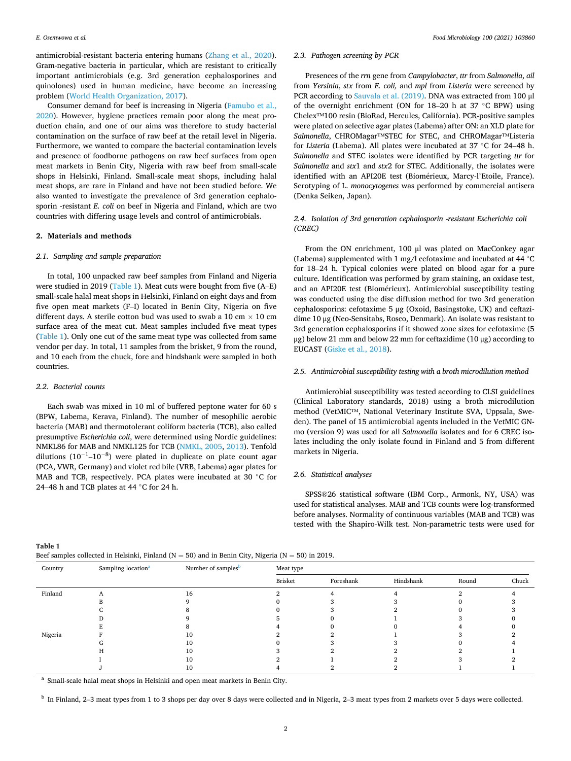antimicrobial-resistant bacteria entering humans (Zhang et al., 2020). Gram-negative bacteria in particular, which are resistant to critically important antimicrobials (e.g. 3rd generation cephalosporines and quinolones) used in human medicine, have become an increasing problem (World Health Organization, 2017).

Consumer demand for beef is increasing in Nigeria (Famubo et al., 2020). However, hygiene practices remain poor along the meat production chain, and one of our aims was therefore to study bacterial contamination on the surface of raw beef at the retail level in Nigeria. Furthermore, we wanted to compare the bacterial contamination levels and presence of foodborne pathogens on raw beef surfaces from open meat markets in Benin City, Nigeria with raw beef from small-scale shops in Helsinki, Finland. Small-scale meat shops, including halal meat shops, are rare in Finland and have not been studied before. We also wanted to investigate the prevalence of 3rd generation cephalosporin -resistant *E. coli* on beef in Nigeria and Finland, which are two countries with differing usage levels and control of antimicrobials.

## 2. Materials and methods

### 2.1. Sampling and sample preparation

In total, 100 unpacked raw beef samples from Finland and Nigeria were studied in 2019 (Table 1). Meat cuts were bought from five (A–E) small-scale halal meat shops in Helsinki, Finland on eight days and from five open meat markets (F–I) located in Benin City, Nigeria on five different days. A sterile cotton bud was used to swab a 10 cm × 10 cm surface area of the meat cut. Meat samples included five meat types (Table 1). Only one cut of the same meat type was collected from same vendor per day. In total, 11 samples from the brisket, 9 from the round, and 10 each from the chuck, fore and hindshank were sampled in both countries.

### 2.2. Bacterial counts

Each swab was mixed in 10 ml of buffered peptone water for 60 s (BPW, Labema, Kerava, Finland). The number of mesophilic aerobic bacteria (MAB) and thermotolerant coliform bacteria (TCB), also called presumptive *Escherichia coli*, were determined using Nordic guidelines: NMKL86 for MAB and NMKL125 for TCB (NMKL, 2005, 2013). Tenfold dilutions ($10^{-1}$–$10^{-8}$) were plated in duplicate on plate count agar (PCA, VWR, Germany) and violet red bile (VRB, Labema) agar plates for MAB and TCB, respectively. PCA plates were incubated at 30 °C for 24–48 h and TCB plates at 44 °C for 24 h.

### 2.3. Pathogen screening by PCR

Presences of the *rrn* gene from *Campylobacter*, *ttr* from *Salmonella*, *ail* from *Yersinia*, *stx* from *E. coli,* and *mpl* from *Listeria* were screened by PCR according to Sauvala et al. (2019). DNA was extracted from 100 μl of the overnight enrichment (ON for 18–20 h at 37 °C BPW) using Chelex™100 resin (BioRad, Hercules, California). PCR-positive samples were plated on selective agar plates (Labema) after ON: an XLD plate for *Salmonella*, CHROMagar™STEC for STEC, and CHROMagar™Listeria for *Listeria* (Labema). All plates were incubated at 37 °C for 24–48 h. *Salmonella* and STEC isolates were identified by PCR targeting *ttr* for *Salmonella* and *stx*1 and *stx*2 for STEC. Additionally, the isolates were identified with an API20E test (Biomérieux, Marcy-l'Etoile, France). Serotyping of L. *monocytogenes* was performed by commercial antisera (Denka Seiken, Japan).

### 2.4. Isolation of 3rd generation cephalosporin -resistant *Escherichia coli* (CREC)

From the ON enrichment, 100 μl was plated on MacConkey agar (Labema) supplemented with 1 mg/l cefotaxime and incubated at 44 °C for 18–24 h. Typical colonies were plated on blood agar for a pure culture. Identification was performed by gram staining, an oxidase test, and an API20E test (Biomérieux). Antimicrobial susceptibility testing was conducted using the disc diffusion method for two 3rd generation cephalosporins: cefotaxime 5 μg (Oxoid, Basingstoke, UK) and ceftazidime 10 μg (Neo-Sensitabs, Rosco, Denmark). An isolate was resistant to 3rd generation cephalosporins if it showed zone sizes for cefotaxime (5 μg) below 21 mm and below 22 mm for ceftazidime (10 μg) according to EUCAST (Giske et al., 2018).

### 2.5. Antimicrobial susceptibility testing with a broth microdilution method

Antimicrobial susceptibility was tested according to CLSI guidelines (Clinical Laboratory standards, 2018) using a broth microdilution method (VetMIC™, National Veterinary Institute SVA, Uppsala, Sweden). The panel of 15 antimicrobial agents included in the VetMIC GN-mo (version 9) was used for all *Salmonella* isolates and for 6 CREC isolates including the only isolate found in Finland and 5 from different markets in Nigeria.

### 2.6. Statistical analyses

SPSS®26 statistical software (IBM Corp., Armonk, NY, USA) was used for statistical analyses. MAB and TCB counts were log-transformed before analyses. Normality of continuous variables (MAB and TCB) was tested with the Shapiro-Wilk test. Non-parametric tests were used for

**Table 1**
Beef samples collected in Helsinki, Finland (N = 50) and in Benin City, Nigeria (N = 50) in 2019.

| Country | Sampling location[a] | Number of samples[b] | Meat type | | | | |
|---|---|---|---|---|---|---|---|
| | | | Brisket | Foreshank | Hindshank | Round | Chuck |
| Finland | A | 16 | 2 | 4 | 4 | 2 | 4 |
| | B | 9 | 0 | 3 | 3 | 0 | 3 |
| | C | 8 | 0 | 3 | 2 | 0 | 3 |
| | D | 9 | 5 | 0 | 1 | 3 | 0 |
| | E | 8 | 4 | 0 | 0 | 4 | 0 |
| Nigeria | F | 10 | 2 | 2 | 1 | 3 | 2 |
| | G | 10 | 0 | 3 | 3 | 0 | 4 |
| | H | 10 | 3 | 2 | 2 | 2 | 1 |
| | I | 10 | 2 | 1 | 2 | 3 | 2 |
| | J | 10 | 4 | 2 | 2 | 1 | 1 |

[a] Small-scale halal meat shops in Helsinki and open meat markets in Benin City.

[b] In Finland, 2–3 meat types from 1 to 3 shops per day over 8 days were collected and in Nigeria, 2–3 meat types from 2 markets over 5 days were collected.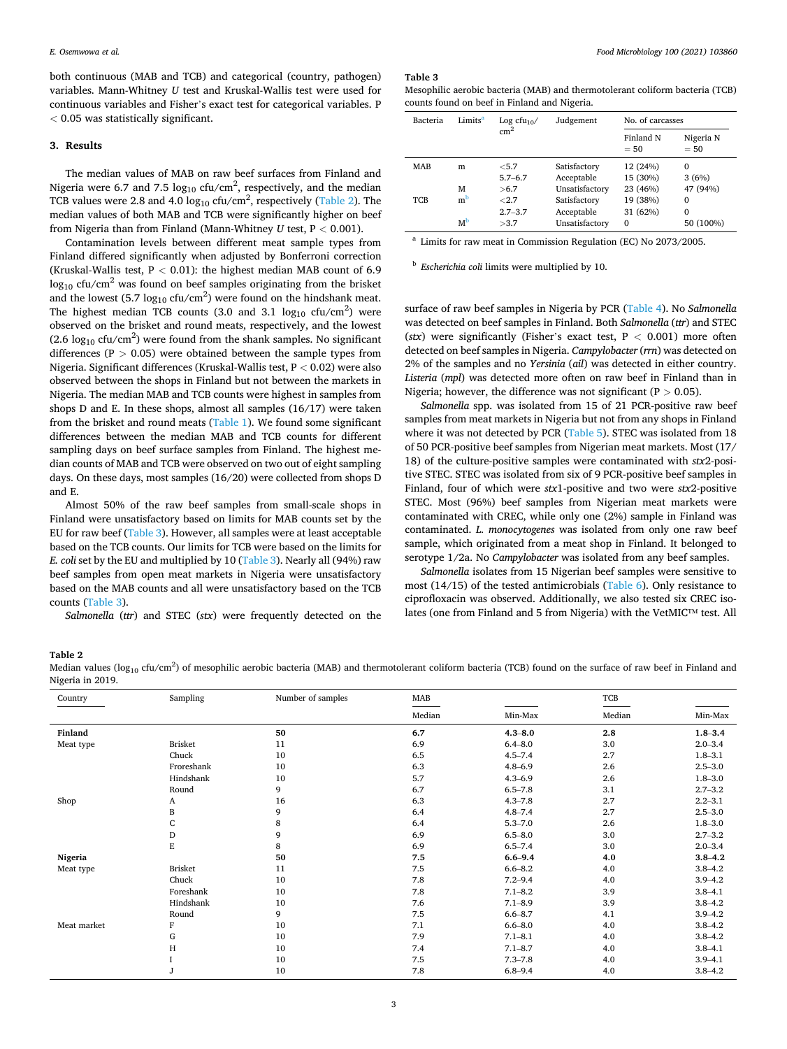both continuous (MAB and TCB) and categorical (country, pathogen) variables. Mann-Whitney *U* test and Kruskal-Wallis test were used for continuous variables and Fisher's exact test for categorical variables. $P < 0.05$ was statistically significant.

## 3. Results

The median values of MAB on raw beef surfaces from Finland and Nigeria were 6.7 and 7.5 $\log_{10}$ cfu/cm$^2$, respectively, and the median TCB values were 2.8 and 4.0 $\log_{10}$ cfu/cm$^2$, respectively (Table 2). The median values of both MAB and TCB were significantly higher on beef from Nigeria than from Finland (Mann-Whitney *U* test, $P < 0.001$).

Contamination levels between different meat sample types from Finland differed significantly when adjusted by Bonferroni correction (Kruskal-Wallis test, $P < 0.01$): the highest median MAB count of 6.9 $\log_{10}$ cfu/cm$^2$ was found on beef samples originating from the brisket and the lowest (5.7 $\log_{10}$ cfu/cm$^2$) were found on the hindshank meat. The highest median TCB counts (3.0 and 3.1 $\log_{10}$ cfu/cm$^2$) were observed on the brisket and round meats, respectively, and the lowest (2.6 $\log_{10}$ cfu/cm$^2$) were found from the shank samples. No significant differences ($P > 0.05$) were obtained between the sample types from Nigeria. Significant differences (Kruskal-Wallis test, $P < 0.02$) were also observed between the shops in Finland but not between the markets in Nigeria. The median MAB and TCB counts were highest in samples from shops D and E. In these shops, almost all samples (16/17) were taken from the brisket and round meats (Table 1). We found some significant differences between the median MAB and TCB counts for different sampling days on beef surface samples from Finland. The highest median counts of MAB and TCB were observed on two out of eight sampling days. On these days, most samples (16/20) were collected from shops D and E.

Almost 50% of the raw beef samples from small-scale shops in Finland were unsatisfactory based on limits for MAB counts set by the EU for raw beef (Table 3). However, all samples were at least acceptable based on the TCB counts. Our limits for TCB were based on the limits for *E. coli* set by the EU and multiplied by 10 (Table 3). Nearly all (94%) raw beef samples from open meat markets in Nigeria were unsatisfactory based on the MAB counts and all were unsatisfactory based on the TCB counts (Table 3).

*Salmonella* (*ttr*) and STEC (*stx*) were frequently detected on the surface of raw beef samples in Nigeria by PCR (Table 4). No *Salmonella* was detected on beef samples in Finland. Both *Salmonella* (*ttr*) and STEC (*stx*) were significantly (Fisher's exact test, $P < 0.001$) more often detected on beef samples in Nigeria. *Campylobacter* (*rrn*) was detected on 2% of the samples and no *Yersinia* (*ail*) was detected in either country. *Listeria* (*mpl*) was detected more often on raw beef in Finland than in Nigeria; however, the difference was not significant ($P > 0.05$).

*Salmonella* spp. was isolated from 15 of 21 PCR-positive raw beef samples from meat markets in Nigeria but not from any shops in Finland where it was not detected by PCR (Table 5). STEC was isolated from 18 of 50 PCR-positive beef samples from Nigerian meat markets. Most (17/18) of the culture-positive samples were contaminated with *stx*2-positive STEC. STEC was isolated from six of 9 PCR-positive beef samples in Finland, four of which were *stx*1-positive and two were *stx*2-positive STEC. Most (96%) beef samples from Nigerian meat markets were contaminated with CREC, while only one (2%) sample in Finland was contaminated. *L. monocytogenes* was isolated from only one raw beef sample, which originated from a meat shop in Finland. It belonged to serotype 1/2a. No *Campylobacter* was isolated from any beef samples.

*Salmonella* isolates from 15 Nigerian beef samples were sensitive to most (14/15) of the tested antimicrobials (Table 6). Only resistance to ciprofloxacin was observed. Additionally, we also tested six CREC isolates (one from Finland and 5 from Nigeria) with the VetMIC™ test. All

**Table 3**
Mesophilic aerobic bacteria (MAB) and thermotolerant coliform bacteria (TCB) counts found on beef in Finland and Nigeria.

| Bacteria | Limits[a] | Log cfu$_{10}$/cm$^2$ | Judgement | No. of carcasses | |
|---|---|---|---|---|---|
| | | | | Finland N = 50 | Nigeria N = 50 |
| MAB | m | <5.7 | Satisfactory | 12 (24%) | 0 |
| | | 5.7–6.7 | Acceptable | 15 (30%) | 3 (6%) |
| | M | >6.7 | Unsatisfactory | 23 (46%) | 47 (94%) |
| TCB | m[b] | <2.7 | Satisfactory | 19 (38%) | 0 |
| | | 2.7–3.7 | Acceptable | 31 (62%) | 0 |
| | M[b] | >3.7 | Unsatisfactory | 0 | 50 (100%) |

[a] Limits for raw meat in Commission Regulation (EC) No 2073/2005.

[b] *Escherichia coli* limits were multiplied by 10.

**Table 2**
Median values ($\log_{10}$ cfu/cm$^2$) of mesophilic aerobic bacteria (MAB) and thermotolerant coliform bacteria (TCB) found on the surface of raw beef in Finland and Nigeria in 2019.

| Country | Sampling | Number of samples | MAB | | TCB | |
|---|---|---|---|---|---|---|
| | | | Median | Min-Max | Median | Min-Max |
| **Finland** | | **50** | **6.7** | **4.3–8.0** | **2.8** | **1.8–3.4** |
| Meat type | Brisket | 11 | 6.9 | 6.4–8.0 | 3.0 | 2.0–3.4 |
| | Chuck | 10 | 6.5 | 4.5–7.4 | 2.7 | 1.8–3.1 |
| | Froreshank | 10 | 6.3 | 4.8–6.9 | 2.6 | 2.5–3.0 |
| | Hindshank | 10 | 5.7 | 4.3–6.9 | 2.6 | 1.8–3.0 |
| | Round | 9 | 6.7 | 6.5–7.8 | 3.1 | 2.7–3.2 |
| Shop | A | 16 | 6.3 | 4.3–7.8 | 2.7 | 2.2–3.1 |
| | B | 9 | 6.4 | 4.8–7.4 | 2.7 | 2.5–3.0 |
| | C | 8 | 6.4 | 5.3–7.0 | 2.6 | 1.8–3.0 |
| | D | 9 | 6.9 | 6.5–8.0 | 3.0 | 2.7–3.2 |
| | E | 8 | 6.9 | 6.5–7.4 | 3.0 | 2.0–3.4 |
| **Nigeria** | | **50** | **7.5** | **6.6–9.4** | **4.0** | **3.8–4.2** |
| Meat type | Brisket | 11 | 7.5 | 6.6–8.2 | 4.0 | 3.8–4.2 |
| | Chuck | 10 | 7.8 | 7.2–9.4 | 4.0 | 3.9–4.2 |
| | Foreshank | 10 | 7.8 | 7.1–8.2 | 3.9 | 3.8–4.1 |
| | Hindshank | 10 | 7.6 | 7.1–8.9 | 3.9 | 3.8–4.2 |
| | Round | 9 | 7.5 | 6.6–8.7 | 4.1 | 3.9–4.2 |
| Meat market | F | 10 | 7.1 | 6.6–8.0 | 4.0 | 3.8–4.2 |
| | G | 10 | 7.9 | 7.1–8.1 | 4.0 | 3.8–4.2 |
| | H | 10 | 7.4 | 7.1–8.7 | 4.0 | 3.8–4.1 |
| | I | 10 | 7.5 | 7.3–7.8 | 4.0 | 3.9–4.1 |
| | J | 10 | 7.8 | 6.8–9.4 | 4.0 | 3.8–4.2 |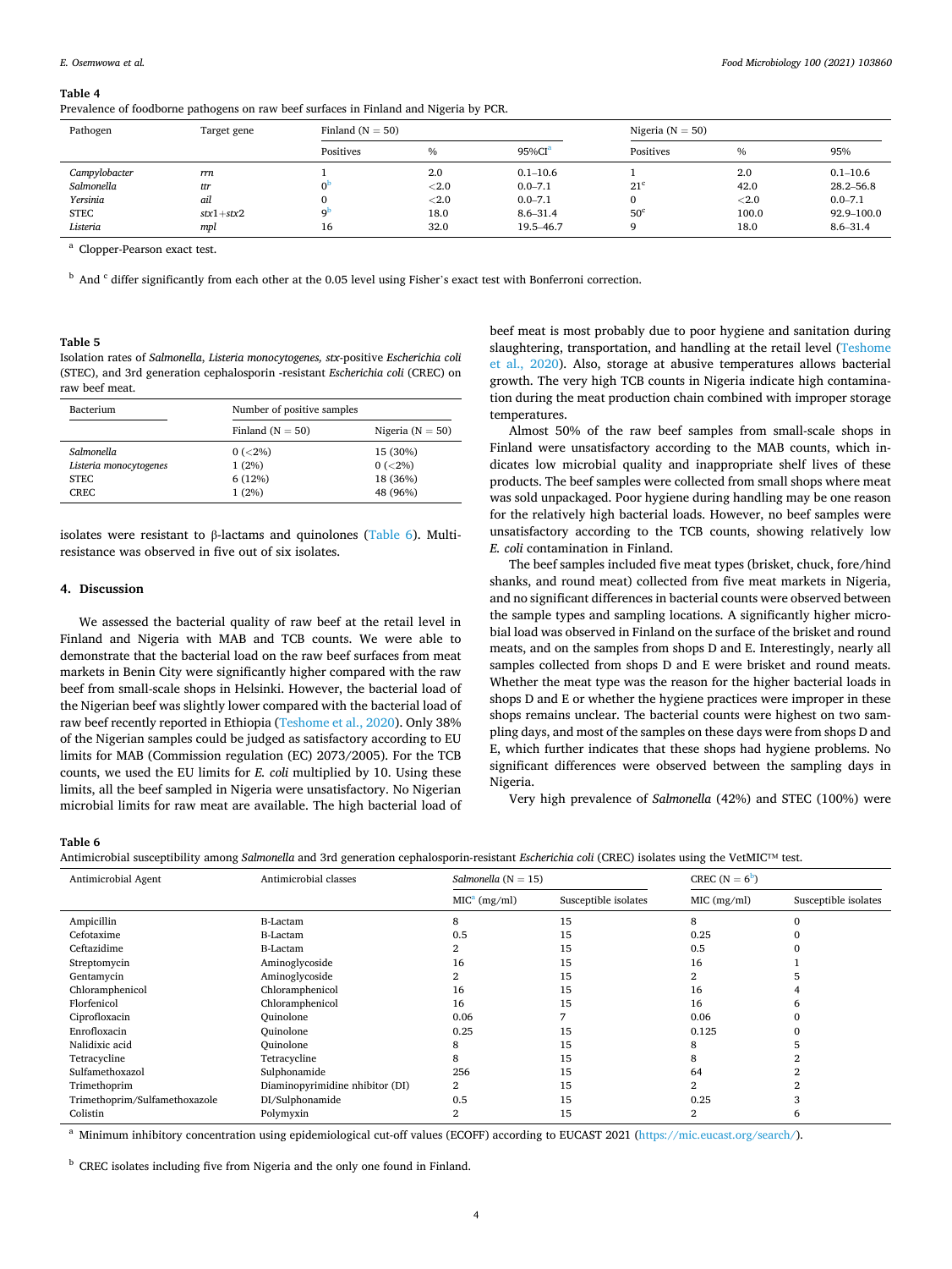**Table 4**
Prevalence of foodborne pathogens on raw beef surfaces in Finland and Nigeria by PCR.

| Pathogen | Target gene | Finland (N = 50) | | | Nigeria (N = 50) | | |
|---|---|---|---|---|---|---|---|
| | | Positives | % | 95%CI[a] | Positives | % | 95% |
| *Campylobacter* | *rrn* | 1 | 2.0 | 0.1–10.6 | 1 | 2.0 | 0.1–10.6 |
| *Salmonella* | *ttr* | 0[b] | <2.0 | 0.0–7.1 | 21[c] | 42.0 | 28.2–56.8 |
| *Yersinia* | *ail* | 0 | <2.0 | 0.0–7.1 | 0 | <2.0 | 0.0–7.1 |
| STEC | *stx*1+*stx*2 | 9[b] | 18.0 | 8.6–31.4 | 50[c] | 100.0 | 92.9–100.0 |
| *Listeria* | *mpl* | 16 | 32.0 | 19.5–46.7 | 9 | 18.0 | 8.6–31.4 |

[a] Clopper-Pearson exact test.

[b] And [c] differ significantly from each other at the 0.05 level using Fisher's exact test with Bonferroni correction.

**Table 5**
Isolation rates of *Salmonella*, *Listeria monocytogenes*, *stx*-positive *Escherichia coli* (STEC), and 3rd generation cephalosporin -resistant *Escherichia coli* (CREC) on raw beef meat.

| Bacterium | Number of positive samples | |
|---|---|---|
| | Finland (N = 50) | Nigeria (N = 50) |
| *Salmonella* | 0 (<2%) | 15 (30%) |
| *Listeria monocytogenes* | 1 (2%) | 0 (<2%) |
| STEC | 6 (12%) | 18 (36%) |
| CREC | 1 (2%) | 48 (96%) |

isolates were resistant to β-lactams and quinolones (Table 6). Multi-resistance was observed in five out of six isolates.

## 4. Discussion

We assessed the bacterial quality of raw beef at the retail level in Finland and Nigeria with MAB and TCB counts. We were able to demonstrate that the bacterial load on the raw beef surfaces from meat markets in Benin City were significantly higher compared with the raw beef from small-scale shops in Helsinki. However, the bacterial load of the Nigerian beef was slightly lower compared with the bacterial load of raw beef recently reported in Ethiopia (Teshome et al., 2020). Only 38% of the Nigerian samples could be judged as satisfactory according to EU limits for MAB (Commission regulation (EC) 2073/2005). For the TCB counts, we used the EU limits for *E. coli* multiplied by 10. Using these limits, all the beef sampled in Nigeria were unsatisfactory. No Nigerian microbial limits for raw meat are available. The high bacterial load of beef meat is most probably due to poor hygiene and sanitation during slaughtering, transportation, and handling at the retail level (Teshome et al., 2020). Also, storage at abusive temperatures allows bacterial growth. The very high TCB counts in Nigeria indicate high contamination during the meat production chain combined with improper storage temperatures.

Almost 50% of the raw beef samples from small-scale shops in Finland were unsatisfactory according to the MAB counts, which indicates low microbial quality and inappropriate shelf lives of these products. The beef samples were collected from small shops where meat was sold unpackaged. Poor hygiene during handling may be one reason for the relatively high bacterial loads. However, no beef samples were unsatisfactory according to the TCB counts, showing relatively low *E. coli* contamination in Finland.

The beef samples included five meat types (brisket, chuck, fore/hind shanks, and round meat) collected from five meat markets in Nigeria, and no significant differences in bacterial counts were observed between the sample types and sampling locations. A significantly higher microbial load was observed in Finland on the surface of the brisket and round meats, and on the samples from shops D and E. Interestingly, nearly all samples collected from shops D and E were brisket and round meats. Whether the meat type was the reason for the higher bacterial loads in shops D and E or whether the hygiene practices were improper in these shops remains unclear. The bacterial counts were highest on two sampling days, and most of the samples on these days were from shops D and E, which further indicates that these shops had hygiene problems. No significant differences were observed between the sampling days in Nigeria.

Very high prevalence of *Salmonella* (42%) and STEC (100%) were

**Table 6**
Antimicrobial susceptibility among *Salmonella* and 3rd generation cephalosporin-resistant *Escherichia coli* (CREC) isolates using the VetMIC™ test.

| Antimicrobial Agent | Antimicrobial classes | *Salmonella* (N = 15) | | CREC (N = 6[b]) | |
|---|---|---|---|---|---|
| | | MIC[a] (mg/ml) | Susceptible isolates | MIC (mg/ml) | Susceptible isolates |
| Ampicillin | B-Lactam | 8 | 15 | 8 | 0 |
| Cefotaxime | B-Lactam | 0.5 | 15 | 0.25 | 0 |
| Ceftazidime | B-Lactam | 2 | 15 | 0.5 | 0 |
| Streptomycin | Aminoglycoside | 16 | 15 | 16 | 1 |
| Gentamycin | Aminoglycoside | 2 | 15 | 2 | 5 |
| Chloramphenicol | Chloramphenicol | 16 | 15 | 16 | 4 |
| Florfenicol | Chloramphenicol | 16 | 15 | 16 | 6 |
| Ciprofloxacin | Quinolone | 0.06 | 7 | 0.06 | 0 |
| Enrofloxacin | Quinolone | 0.25 | 15 | 0.125 | 0 |
| Nalidixic acid | Quinolone | 8 | 15 | 8 | 5 |
| Tetracycline | Tetracycline | 8 | 15 | 8 | 2 |
| Sulfamethoxazol | Sulphonamide | 256 | 15 | 64 | 2 |
| Trimethoprim | Diaminopyrimidine nhibitor (DI) | 2 | 15 | 2 | 2 |
| Trimethoprim/Sulfamethoxazole | DI/Sulphonamide | 0.5 | 15 | 0.25 | 3 |
| Colistin | Polymyxin | 2 | 15 | 2 | 6 |

[a] Minimum inhibitory concentration using epidemiological cut-off values (ECOFF) according to EUCAST 2021 (https://mic.eucast.org/search/).

[b] CREC isolates including five from Nigeria and the only one found in Finland.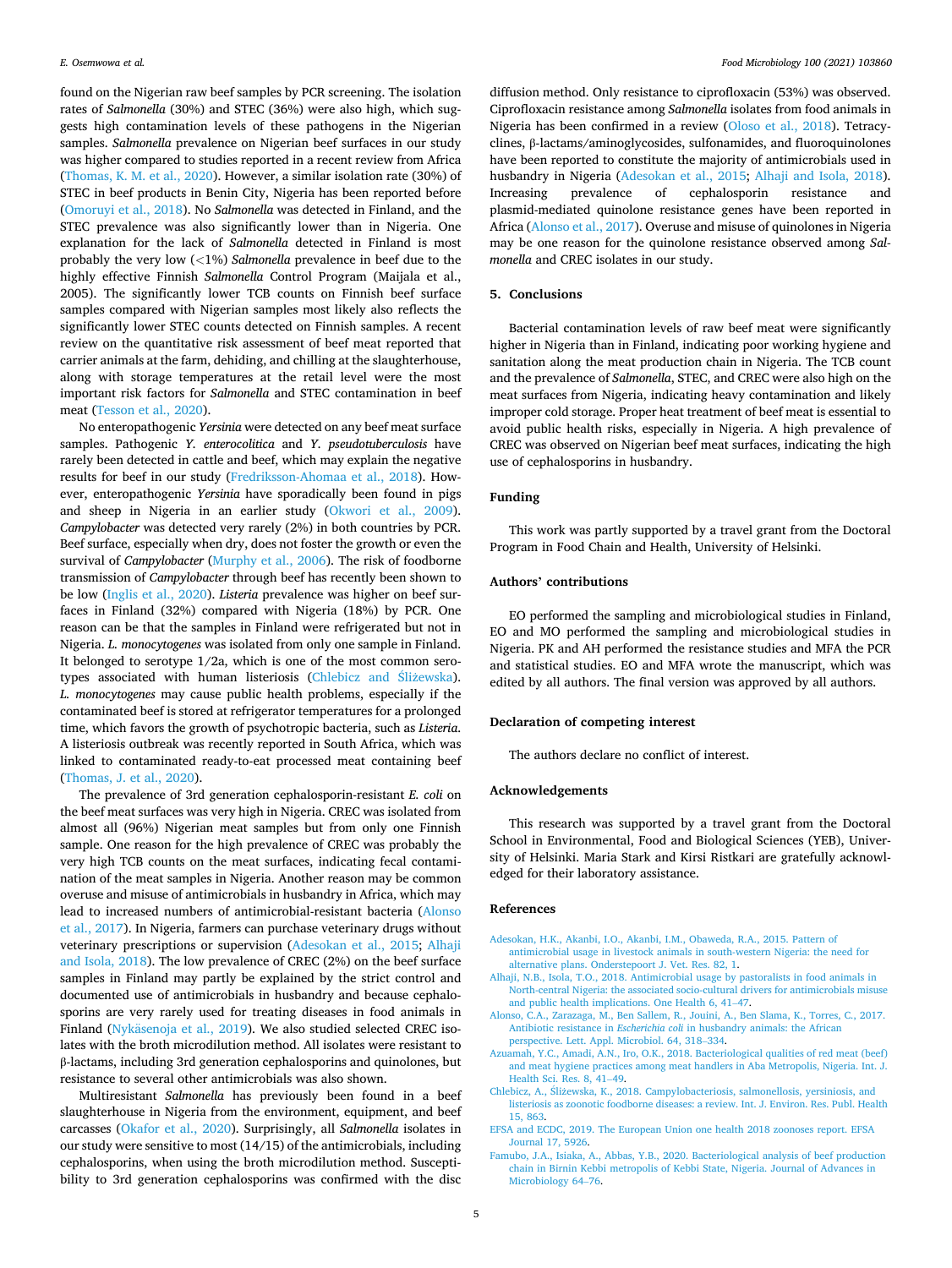found on the Nigerian raw beef samples by PCR screening. The isolation rates of *Salmonella* (30%) and STEC (36%) were also high, which suggests high contamination levels of these pathogens in the Nigerian samples. *Salmonella* prevalence on Nigerian beef surfaces in our study was higher compared to studies reported in a recent review from Africa (Thomas, K. M. et al., 2020). However, a similar isolation rate (30%) of STEC in beef products in Benin City, Nigeria has been reported before (Omoruyi et al., 2018). No *Salmonella* was detected in Finland, and the STEC prevalence was also significantly lower than in Nigeria. One explanation for the lack of *Salmonella* detected in Finland is most probably the very low (<1%) *Salmonella* prevalence in beef due to the highly effective Finnish *Salmonella* Control Program (Maijala et al., 2005). The significantly lower TCB counts on Finnish beef surface samples compared with Nigerian samples most likely also reflects the significantly lower STEC counts detected on Finnish samples. A recent review on the quantitative risk assessment of beef meat reported that carrier animals at the farm, dehiding, and chilling at the slaughterhouse, along with storage temperatures at the retail level were the most important risk factors for *Salmonella* and STEC contamination in beef meat (Tesson et al., 2020).

No enteropathogenic *Yersinia* were detected on any beef meat surface samples. Pathogenic *Y. enterocolitica* and *Y. pseudotuberculosis* have rarely been detected in cattle and beef, which may explain the negative results for beef in our study (Fredriksson-Ahomaa et al., 2018). However, enteropathogenic *Yersinia* have sporadically been found in pigs and sheep in Nigeria in an earlier study (Okwori et al., 2009). *Campylobacter* was detected very rarely (2%) in both countries by PCR. Beef surface, especially when dry, does not foster the growth or even the survival of *Campylobacter* (Murphy et al., 2006). The risk of foodborne transmission of *Campylobacter* through beef has recently been shown to be low (Inglis et al., 2020). *Listeria* prevalence was higher on beef surfaces in Finland (32%) compared with Nigeria (18%) by PCR. One reason can be that the samples in Finland were refrigerated but not in Nigeria. *L. monocytogenes* was isolated from only one sample in Finland. It belonged to serotype 1/2a, which is one of the most common serotypes associated with human listeriosis (Chlebicz and Śliżewska). *L. monocytogenes* may cause public health problems, especially if the contaminated beef is stored at refrigerator temperatures for a prolonged time, which favors the growth of psychotropic bacteria, such as *Listeria*. A listeriosis outbreak was recently reported in South Africa, which was linked to contaminated ready-to-eat processed meat containing beef (Thomas, J. et al., 2020).

The prevalence of 3rd generation cephalosporin-resistant *E. coli* on the beef meat surfaces was very high in Nigeria. CREC was isolated from almost all (96%) Nigerian meat samples but from only one Finnish sample. One reason for the high prevalence of CREC was probably the very high TCB counts on the meat surfaces, indicating fecal contamination of the meat samples in Nigeria. Another reason may be common overuse and misuse of antimicrobials in husbandry in Africa, which may lead to increased numbers of antimicrobial-resistant bacteria (Alonso et al., 2017). In Nigeria, farmers can purchase veterinary drugs without veterinary prescriptions or supervision (Adesokan et al., 2015; Alhaji and Isola, 2018). The low prevalence of CREC (2%) on the beef surface samples in Finland may partly be explained by the strict control and documented use of antimicrobials in husbandry and because cephalosporins are very rarely used for treating diseases in food animals in Finland (Nykäsenoja et al., 2019). We also studied selected CREC isolates with the broth microdilution method. All isolates were resistant to β-lactams, including 3rd generation cephalosporins and quinolones, but resistance to several other antimicrobials was also shown.

Multiresistant *Salmonella* has previously been found in a beef slaughterhouse in Nigeria from the environment, equipment, and beef carcasses (Okafor et al., 2020). Surprisingly, all *Salmonella* isolates in our study were sensitive to most (14/15) of the antimicrobials, including cephalosporins, when using the broth microdilution method. Susceptibility to 3rd generation cephalosporins was confirmed with the disc diffusion method. Only resistance to ciprofloxacin (53%) was observed. Ciprofloxacin resistance among *Salmonella* isolates from food animals in Nigeria has been confirmed in a review (Oloso et al., 2018). Tetracyclines, β-lactams/aminoglycosides, sulfonamides, and fluoroquinolones have been reported to constitute the majority of antimicrobials used in husbandry in Nigeria (Adesokan et al., 2015; Alhaji and Isola, 2018). Increasing prevalence of cephalosporin resistance and plasmid-mediated quinolone resistance genes have been reported in Africa (Alonso et al., 2017). Overuse and misuse of quinolones in Nigeria may be one reason for the quinolone resistance observed among *Salmonella* and CREC isolates in our study.

## 5. Conclusions

Bacterial contamination levels of raw beef meat were significantly higher in Nigeria than in Finland, indicating poor working hygiene and sanitation along the meat production chain in Nigeria. The TCB count and the prevalence of *Salmonella*, STEC, and CREC were also high on the meat surfaces from Nigeria, indicating heavy contamination and likely improper cold storage. Proper heat treatment of beef meat is essential to avoid public health risks, especially in Nigeria. A high prevalence of CREC was observed on Nigerian beef meat surfaces, indicating the high use of cephalosporins in husbandry.

## Funding

This work was partly supported by a travel grant from the Doctoral Program in Food Chain and Health, University of Helsinki.

## Authors' contributions

EO performed the sampling and microbiological studies in Finland, EO and MO performed the sampling and microbiological studies in Nigeria. PK and AH performed the resistance studies and MFA the PCR and statistical studies. EO and MFA wrote the manuscript, which was edited by all authors. The final version was approved by all authors.

## Declaration of competing interest

The authors declare no conflict of interest.

## Acknowledgements

This research was supported by a travel grant from the Doctoral School in Environmental, Food and Biological Sciences (YEB), University of Helsinki. Maria Stark and Kirsi Ristkari are gratefully acknowledged for their laboratory assistance.

## References

Adesokan, H.K., Akanbi, I.O., Akanbi, I.M., Obaweda, R.A., 2015. Pattern of antimicrobial usage in livestock animals in south-western Nigeria: the need for alternative plans. Onderstepoort J. Vet. Res. 82, 1.

Alhaji, N.B., Isola, T.O., 2018. Antimicrobial usage by pastoralists in food animals in North-central Nigeria: the associated socio-cultural drivers for antimicrobials misuse and public health implications. One Health 6, 41–47.

Alonso, C.A., Zarazaga, M., Ben Sallem, R., Jouini, A., Ben Slama, K., Torres, C., 2017. Antibiotic resistance in *Escherichia coli* in husbandry animals: the African perspective. Lett. Appl. Microbiol. 64, 318–334.

Azuamah, Y.C., Amadi, A.N., Iro, O.K., 2018. Bacteriological qualities of red meat (beef) and meat hygiene practices among meat handlers in Aba Metropolis, Nigeria. Int. J. Health Sci. Res. 8, 41–49.

Chlebicz, A., Śliżewska, K., 2018. Campylobacteriosis, salmonellosis, yersiniosis, and listeriosis as zoonotic foodborne diseases: a review. Int. J. Environ. Res. Publ. Health 15, 863.

EFSA and ECDC, 2019. The European Union one health 2018 zoonoses report. EFSA Journal 17, 5926.

Famubo, J.A., Isiaka, A., Abbas, Y.B., 2020. Bacteriological analysis of beef production chain in Birnin Kebbi metropolis of Kebbi State, Nigeria. Journal of Advances in Microbiology 64–76.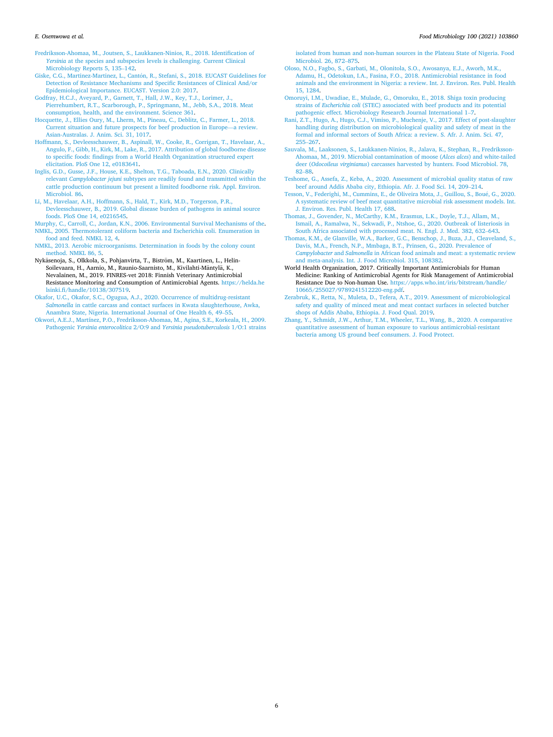Fredriksson-Ahomaa, M., Joutsen, S., Laukkanen-Ninios, R., 2018. Identification of *Yersinia* at the species and subspecies levels is challenging. Current Clinical Microbiology Reports 5, 135–142.

Giske, C.G., Martinez-Martinez, L., Cantón, R., Stefani, S., 2018. EUCAST Guidelines for Detection of Resistance Mechanisms and Specific Resistances of Clinical And/or Epidemiological Importance. EUCAST. Version 2.0: 2017.

Godfray, H.C.J., Aveyard, P., Garnett, T., Hall, J.W., Key, T.J., Lorimer, J., Pierrehumbert, R.T., Scarborough, P., Springmann, M., Jebb, S.A., 2018. Meat consumption, health, and the environment. Science 361.

Hocquette, J., Ellies Oury, M., Lherm, M., Pineau, C., Deblitz, C., Farmer, L., 2018. Current situation and future prospects for beef production in Europe—a review. Asian-Australas. J. Anim. Sci. 31, 1017.

Hoffmann, S., Devleesschauwer, B., Aspinall, W., Cooke, R., Corrigan, T., Havelaar, A., Angulo, F., Gibb, H., Kirk, M., Lake, R., 2017. Attribution of global foodborne disease to specific foods: findings from a World Health Organization structured expert elicitation. PloS One 12, e0183641.

Inglis, G.D., Gusse, J.F., House, K.E., Shelton, T.G., Taboada, E.N., 2020. Clinically relevant *Campylobacter jejuni* subtypes are readily found and transmitted within the cattle production continuum but present a limited foodborne risk. Appl. Environ. Microbiol. 86.

Li, M., Havelaar, A.H., Hoffmann, S., Hald, T., Kirk, M.D., Torgerson, P.R., Devleesschauwer, B., 2019. Global disease burden of pathogens in animal source foods. PloS One 14, e0216545.

Murphy, C., Carroll, C., Jordan, K.N., 2006. Environmental Survival Mechanisms of the.

NMKL, 2005. Thermotolerant coliform bacteria and Escherichia coli. Enumeration in food and feed. NMKL 12, 4.

NMKL, 2013. Aerobic microorganisms. Determination in foods by the colony count method. NMKL 86, 5.

Nykäsenoja, S., Olkkola, S., Pohjanvirta, T., Biström, M., Kaartinen, L., Helin-Soilevaara, H., Aarnio, M., Raunio-Saarnisto, M., Kivilahti-Mäntylä, K., Nevalainen, M., 2019. FINRES-vet 2018: Finnish Veterinary Antimicrobial Resistance Monitoring and Consumption of Antimicrobial Agents. https://helda.helsinki.fi/handle/10138/307519.

Okafor, U.C., Okafor, S.C., Ogugua, A.J., 2020. Occurrence of multidrug-resistant *Salmonella* in cattle carcass and contact surfaces in Kwata slaughterhouse, Awka, Anambra State, Nigeria. International Journal of One Health 6, 49–55.

Okwori, A.E.J., Martínez, P.O., Fredriksson-Ahomaa, M., Agina, S.E., Korkeala, H., 2009. Pathogenic *Yersinia enterocolitica* 2/O:9 and *Yersinia pseudotuberculosis* 1/O:1 strains isolated from human and non-human sources in the Plateau State of Nigeria. Food Microbiol. 26, 872–875.

Oloso, N.O., Fagbo, S., Garbati, M., Olonitola, S.O., Awosanya, E.J., Aworh, M.K., Adamu, H., Odetokun, I.A., Fasina, F.O., 2018. Antimicrobial resistance in food animals and the environment in Nigeria: a review. Int. J. Environ. Res. Publ. Health 15, 1284.

Omoruyi, I.M., Uwadiae, E., Mulade, G., Omoruku, E., 2018. Shiga toxin producing strains of *Escherichia coli* (STEC) associated with beef products and its potential pathogenic effect. Microbiology Research Journal International 1–7.

Rani, Z.T., Hugo, A., Hugo, C.J., Vimiso, P., Muchenje, V., 2017. Effect of post-slaughter handling during distribution on microbiological quality and safety of meat in the formal and informal sectors of South Africa: a review. S. Afr. J. Anim. Sci. 47, 255–267.

Sauvala, M., Laaksonen, S., Laukkanen-Ninios, R., Jalava, K., Stephan, R., Fredriksson-Ahomaa, M., 2019. Microbial contamination of moose (*Alces alces*) and white-tailed deer (*Odocoileus virginianus*) carcasses harvested by hunters. Food Microbiol. 78, 82–88.

Teshome, G., Assefa, Z., Keba, A., 2020. Assessment of microbial quality status of raw beef around Addis Ababa city, Ethiopia. Afr. J. Food Sci. 14, 209–214.

Tesson, V., Federighi, M., Cummins, E., de Oliveira Mota, J., Guillou, S., Boué, G., 2020. A systematic review of beef meat quantitative microbial risk assessment models. Int. J. Environ. Res. Publ. Health 17, 688.

Thomas, J., Govender, N., McCarthy, K.M., Erasmus, L.K., Doyle, T.J., Allam, M., Ismail, A., Ramalwa, N., Sekwadi, P., Ntshoe, G., 2020. Outbreak of listeriosis in South Africa associated with processed meat. N. Engl. J. Med. 382, 632–643.

Thomas, K.M., de Glanville, W.A., Barker, G.C., Benschop, J., Buza, J.J., Cleaveland, S., Davis, M.A., French, N.P., Mmbaga, B.T., Prinsen, G., 2020. Prevalence of *Campylobacter* and *Salmonella* in African food animals and meat: a systematic review and meta-analysis. Int. J. Food Microbiol. 315, 108382.

World Health Organization, 2017. Critically Important Antimicrobials for Human Medicine: Ranking of Antimicrobial Agents for Risk Management of Antimicrobial Resistance Due to Non-human Use. https://apps.who.int/iris/bitstream/handle/10665/255027/9789241512220-eng.pdf.

Zerabruk, K., Retta, N., Muleta, D., Tefera, A.T., 2019. Assessment of microbiological safety and quality of minced meat and meat contact surfaces in selected butcher shops of Addis Ababa, Ethiopia. J. Food Qual. 2019.

Zhang, Y., Schmidt, J.W., Arthur, T.M., Wheeler, T.L., Wang, B., 2020. A comparative quantitative assessment of human exposure to various antimicrobial-resistant bacteria among US ground beef consumers. J. Food Protect.